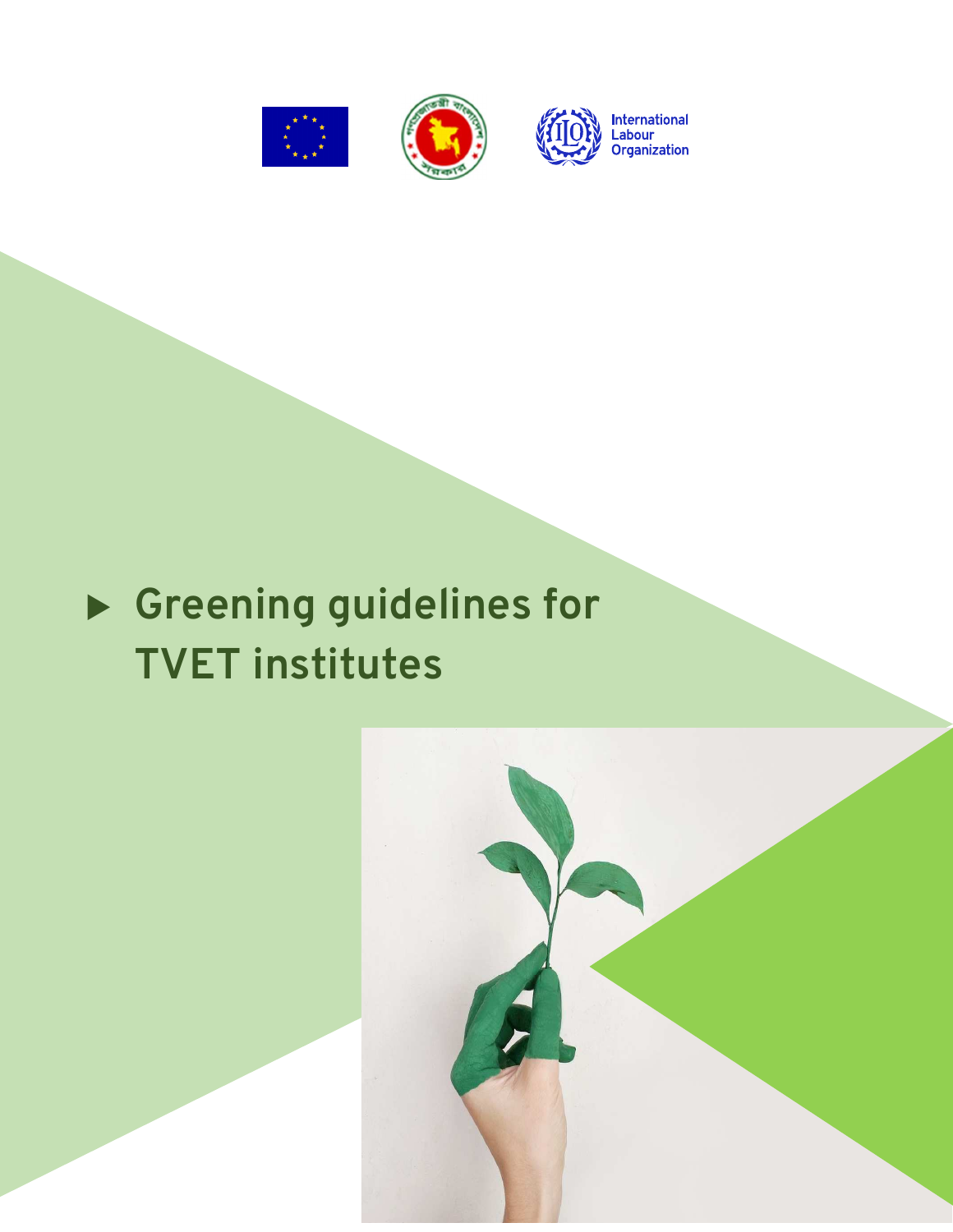International Labour Organization

# Greening guidelines for TVET institutes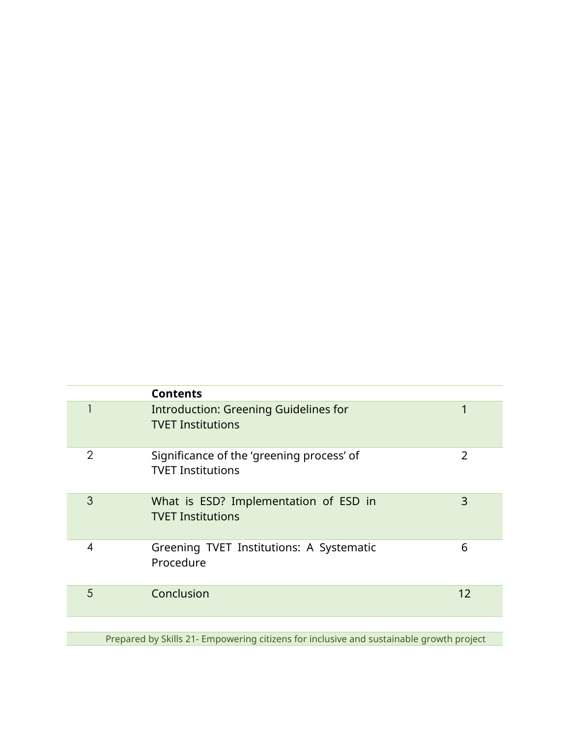| | **Contents** | |
|---|---|---|
| 1 | Introduction: Greening Guidelines for TVET Institutions | 1 |
| 2 | Significance of the ‘greening process’ of TVET Institutions | 2 |
| 3 | What is ESD? Implementation of ESD in TVET Institutions | 3 |
| 4 | Greening TVET Institutions: A Systematic Procedure | 6 |
| 5 | Conclusion | 12 |

Prepared by Skills 21- Empowering citizens for inclusive and sustainable growth project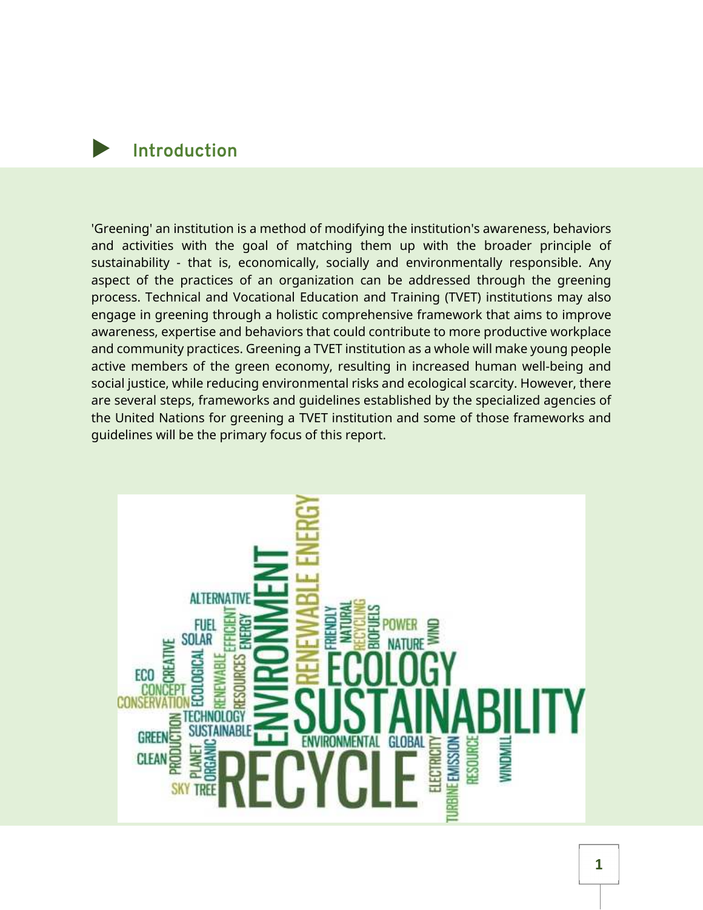## Introduction

'Greening' an institution is a method of modifying the institution's awareness, behaviors and activities with the goal of matching them up with the broader principle of sustainability - that is, economically, socially and environmentally responsible. Any aspect of the practices of an organization can be addressed through the greening process. Technical and Vocational Education and Training (TVET) institutions may also engage in greening through a holistic comprehensive framework that aims to improve awareness, expertise and behaviors that could contribute to more productive workplace and community practices. Greening a TVET institution as a whole will make young people active members of the green economy, resulting in increased human well-being and social justice, while reducing environmental risks and ecological scarcity. However, there are several steps, frameworks and guidelines established by the specialized agencies of the United Nations for greening a TVET institution and some of those frameworks and guidelines will be the primary focus of this report.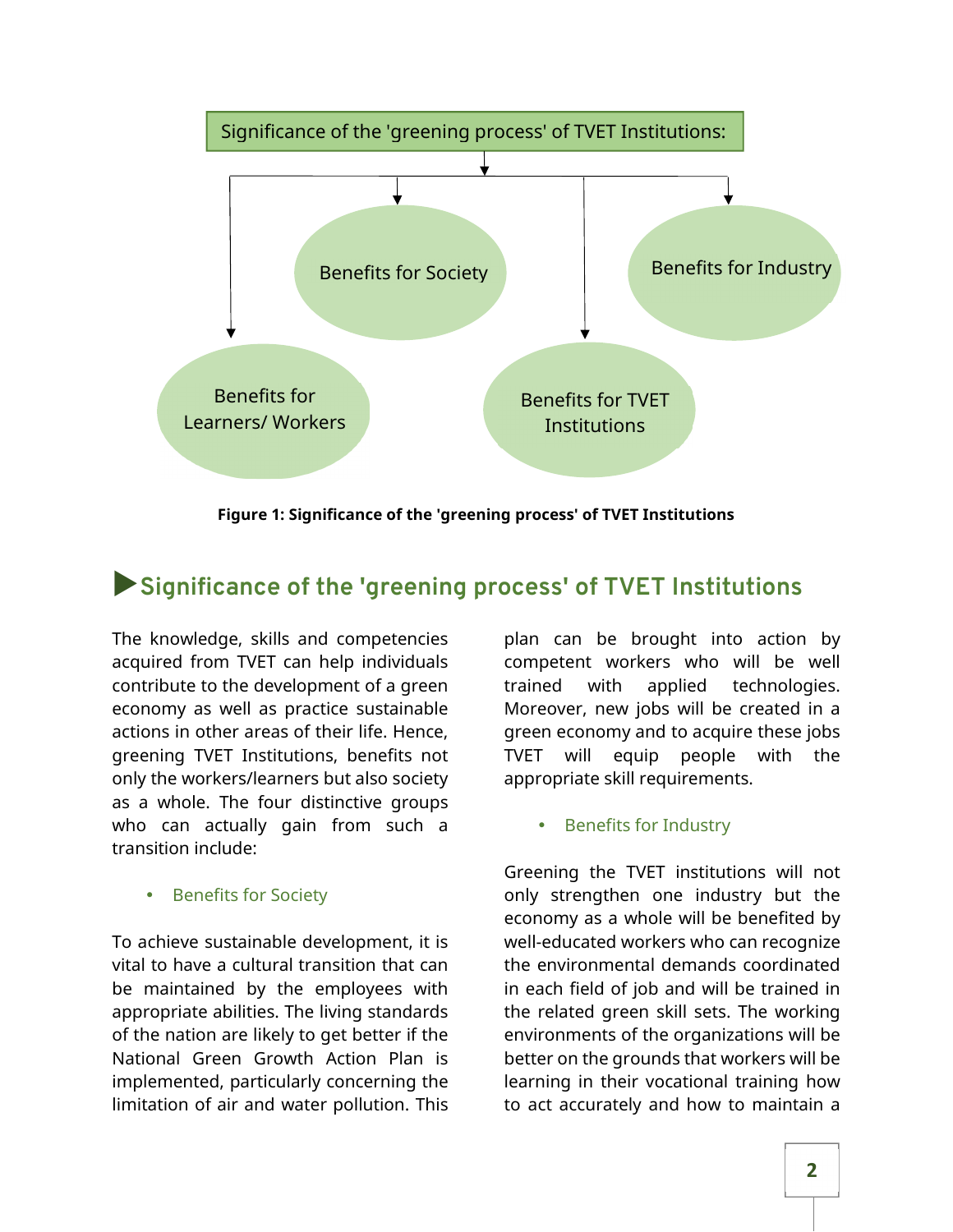Significance of the 'greening process' of TVET Institutions:

Benefits for Society

Benefits for Industry

Benefits for Learners/ Workers

Benefits for TVET Institutions

**Figure 1: Significance of the 'greening process' of TVET Institutions**

## ▶Significance of the 'greening process' of TVET Institutions

The knowledge, skills and competencies acquired from TVET can help individuals contribute to the development of a green economy as well as practice sustainable actions in other areas of their life. Hence, greening TVET Institutions, benefits not only the workers/learners but also society as a whole. The four distinctive groups who can actually gain from such a transition include:

- Benefits for Society

To achieve sustainable development, it is vital to have a cultural transition that can be maintained by the employees with appropriate abilities. The living standards of the nation are likely to get better if the National Green Growth Action Plan is implemented, particularly concerning the limitation of air and water pollution. This plan can be brought into action by competent workers who will be well trained with applied technologies. Moreover, new jobs will be created in a green economy and to acquire these jobs TVET will equip people with the appropriate skill requirements.

- Benefits for Industry

Greening the TVET institutions will not only strengthen one industry but the economy as a whole will be benefited by well-educated workers who can recognize the environmental demands coordinated in each field of job and will be trained in the related green skill sets. The working environments of the organizations will be better on the grounds that workers will be learning in their vocational training how to act accurately and how to maintain a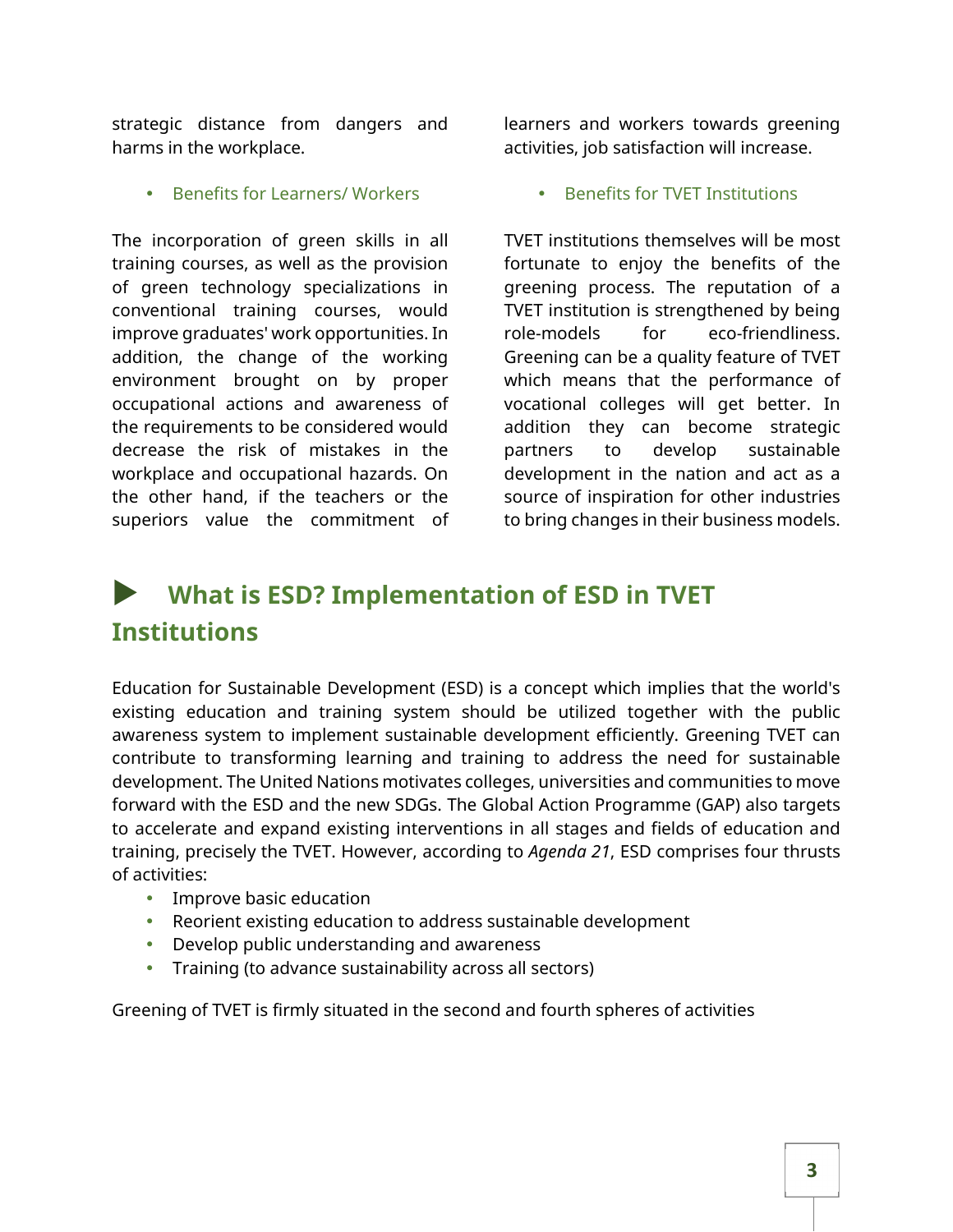strategic distance from dangers and harms in the workplace.

- Benefits for Learners/ Workers

The incorporation of green skills in all training courses, as well as the provision of green technology specializations in conventional training courses, would improve graduates' work opportunities. In addition, the change of the working environment brought on by proper occupational actions and awareness of the requirements to be considered would decrease the risk of mistakes in the workplace and occupational hazards. On the other hand, if the teachers or the superiors value the commitment of learners and workers towards greening activities, job satisfaction will increase.

- Benefits for TVET Institutions

TVET institutions themselves will be most fortunate to enjoy the benefits of the greening process. The reputation of a TVET institution is strengthened by being role-models for eco-friendliness. Greening can be a quality feature of TVET which means that the performance of vocational colleges will get better. In addition they can become strategic partners to develop sustainable development in the nation and act as a source of inspiration for other industries to bring changes in their business models.

## What is ESD? Implementation of ESD in TVET Institutions

Education for Sustainable Development (ESD) is a concept which implies that the world's existing education and training system should be utilized together with the public awareness system to implement sustainable development efficiently. Greening TVET can contribute to transforming learning and training to address the need for sustainable development. The United Nations motivates colleges, universities and communities to move forward with the ESD and the new SDGs. The Global Action Programme (GAP) also targets to accelerate and expand existing interventions in all stages and fields of education and training, precisely the TVET. However, according to *Agenda 21*, ESD comprises four thrusts of activities:

- Improve basic education
- Reorient existing education to address sustainable development
- Develop public understanding and awareness
- Training (to advance sustainability across all sectors)

Greening of TVET is firmly situated in the second and fourth spheres of activities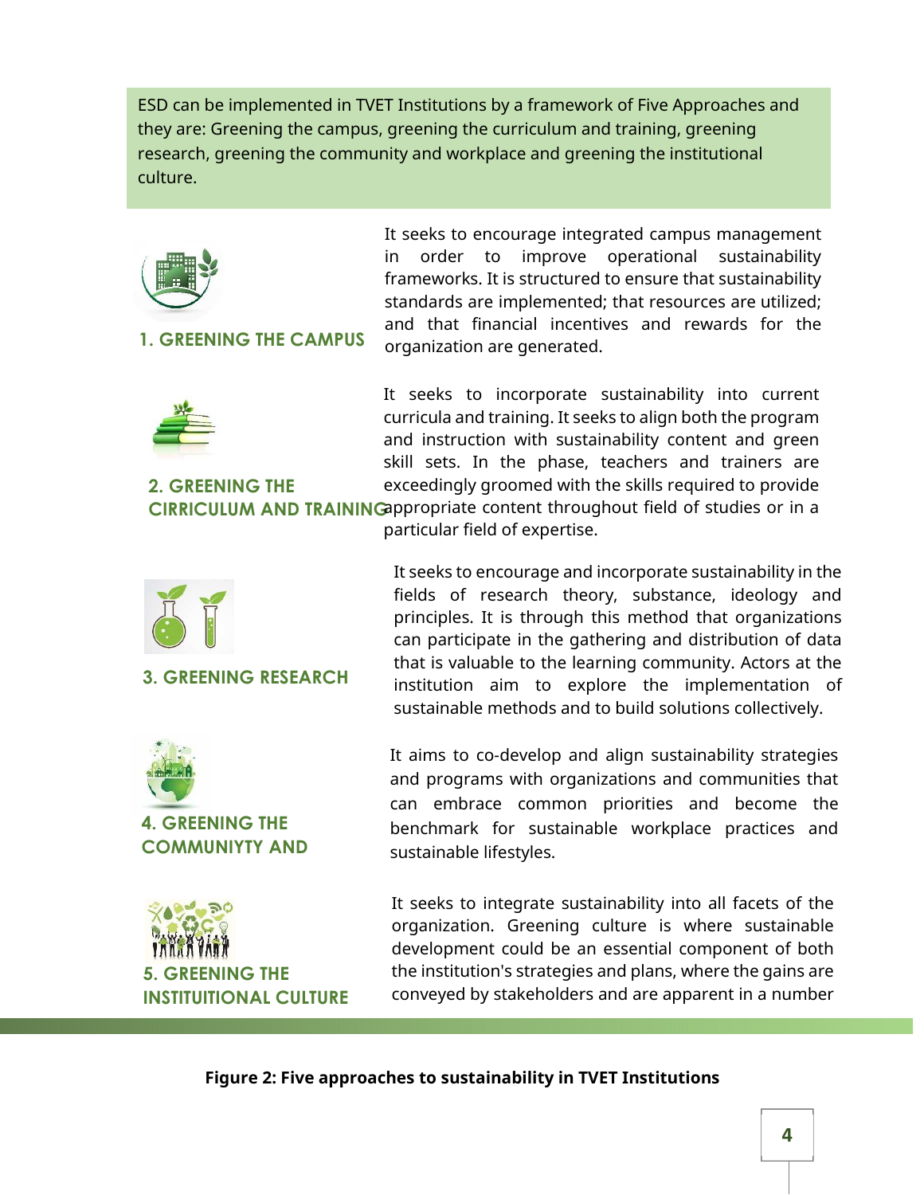ESD can be implemented in TVET Institutions by a framework of Five Approaches and they are: Greening the campus, greening the curriculum and training, greening research, greening the community and workplace and greening the institutional culture.

**1. GREENING THE CAMPUS**

It seeks to encourage integrated campus management in order to improve operational sustainability frameworks. It is structured to ensure that sustainability standards are implemented; that resources are utilized; and that financial incentives and rewards for the organization are generated.

**2. GREENING THE CIRRICULUM AND TRAINING**

It seeks to incorporate sustainability into current curricula and training. It seeks to align both the program and instruction with sustainability content and green skill sets. In the phase, teachers and trainers are exceedingly groomed with the skills required to provide appropriate content throughout field of studies or in a particular field of expertise.

**3. GREENING RESEARCH**

It seeks to encourage and incorporate sustainability in the fields of research theory, substance, ideology and principles. It is through this method that organizations can participate in the gathering and distribution of data that is valuable to the learning community. Actors at the institution aim to explore the implementation of sustainable methods and to build solutions collectively.

**4. GREENING THE COMMUNIYTY AND**

It aims to co-develop and align sustainability strategies and programs with organizations and communities that can embrace common priorities and become the benchmark for sustainable workplace practices and sustainable lifestyles.

**5. GREENING THE INSTITUITIONAL CULTURE**

It seeks to integrate sustainability into all facets of the organization. Greening culture is where sustainable development could be an essential component of both the institution's strategies and plans, where the gains are conveyed by stakeholders and are apparent in a number

**Figure 2: Five approaches to sustainability in TVET Institutions**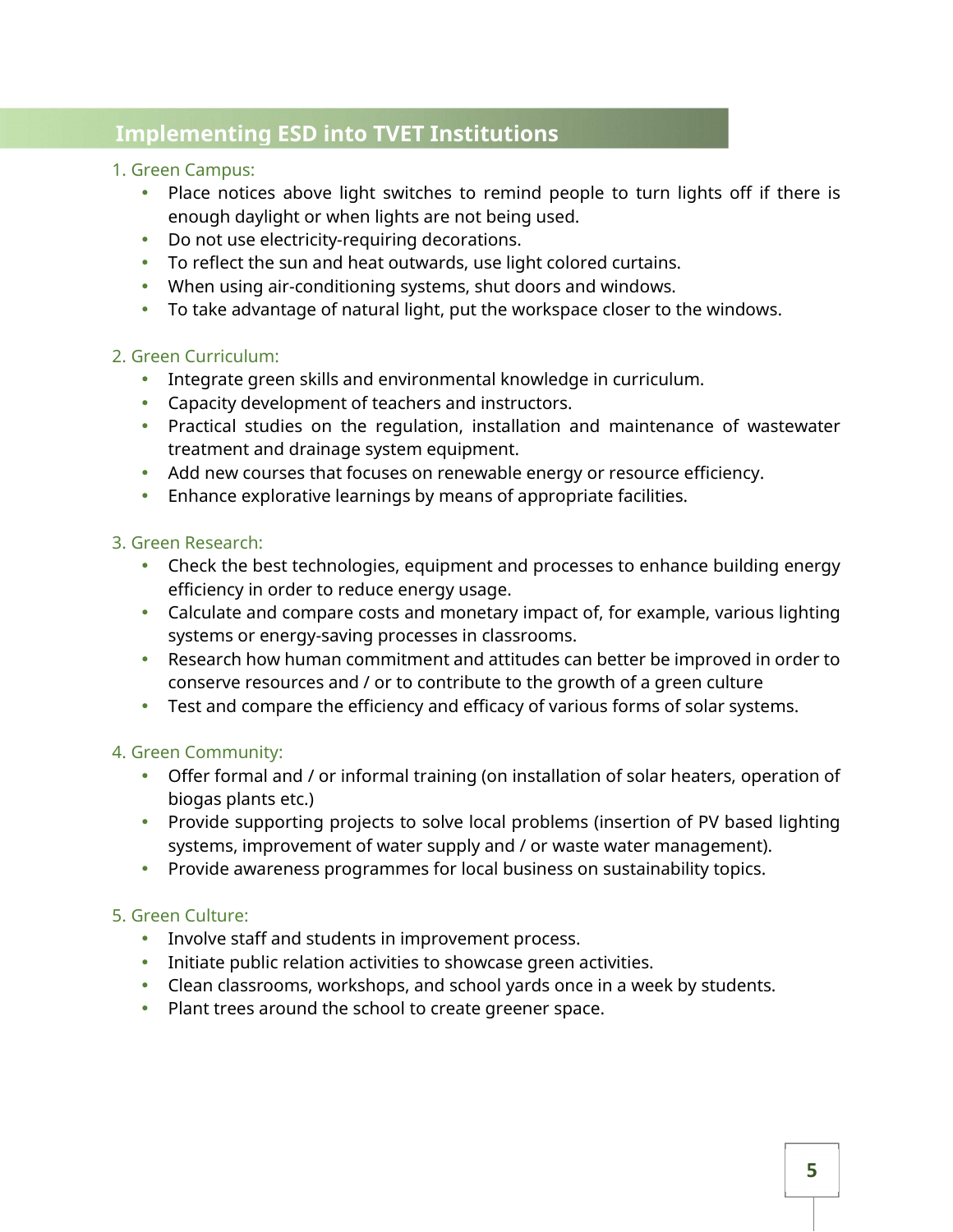## Implementing ESD into TVET Institutions

### 1. Green Campus:

- Place notices above light switches to remind people to turn lights off if there is enough daylight or when lights are not being used.
- Do not use electricity-requiring decorations.
- To reflect the sun and heat outwards, use light colored curtains.
- When using air-conditioning systems, shut doors and windows.
- To take advantage of natural light, put the workspace closer to the windows.

### 2. Green Curriculum:

- Integrate green skills and environmental knowledge in curriculum.
- Capacity development of teachers and instructors.
- Practical studies on the regulation, installation and maintenance of wastewater treatment and drainage system equipment.
- Add new courses that focuses on renewable energy or resource efficiency.
- Enhance explorative learnings by means of appropriate facilities.

### 3. Green Research:

- Check the best technologies, equipment and processes to enhance building energy efficiency in order to reduce energy usage.
- Calculate and compare costs and monetary impact of, for example, various lighting systems or energy-saving processes in classrooms.
- Research how human commitment and attitudes can better be improved in order to conserve resources and / or to contribute to the growth of a green culture
- Test and compare the efficiency and efficacy of various forms of solar systems.

### 4. Green Community:

- Offer formal and / or informal training (on installation of solar heaters, operation of biogas plants etc.)
- Provide supporting projects to solve local problems (insertion of PV based lighting systems, improvement of water supply and / or waste water management).
- Provide awareness programmes for local business on sustainability topics.

### 5. Green Culture:

- Involve staff and students in improvement process.
- Initiate public relation activities to showcase green activities.
- Clean classrooms, workshops, and school yards once in a week by students.
- Plant trees around the school to create greener space.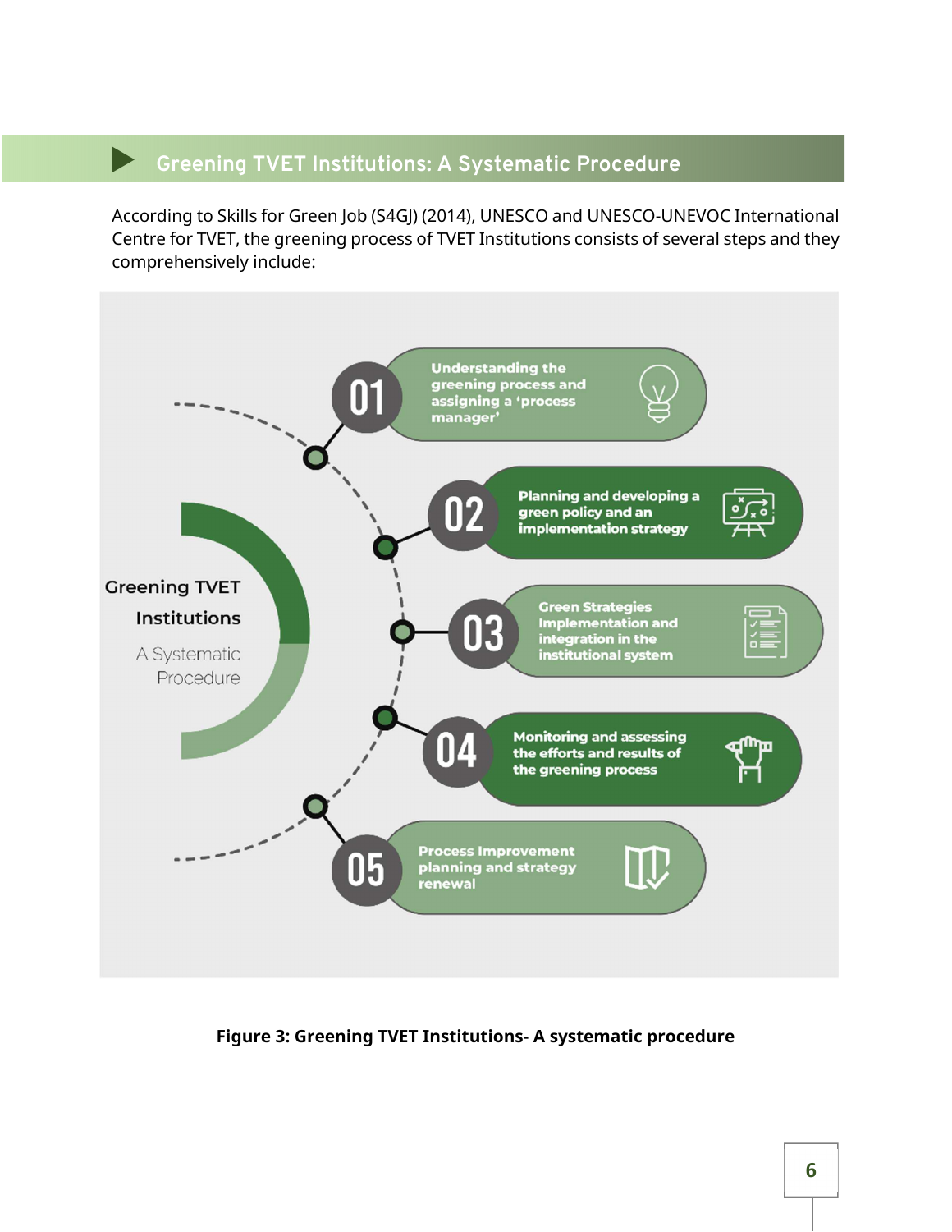## Greening TVET Institutions: A Systematic Procedure

According to Skills for Green Job (S4GJ) (2014), UNESCO and UNESCO-UNEVOC International Centre for TVET, the greening process of TVET Institutions consists of several steps and they comprehensively include:

**Greening TVET Institutions**

A Systematic Procedure

- **01** Understanding the greening process and assigning a 'process manager'
- **02** Planning and developing a green policy and an implementation strategy
- **03** Green Strategies Implementation and integration in the institutional system
- **04** Monitoring and assessing the efforts and results of the greening process
- **05** Process Improvement planning and strategy renewal

**Figure 3: Greening TVET Institutions- A systematic procedure**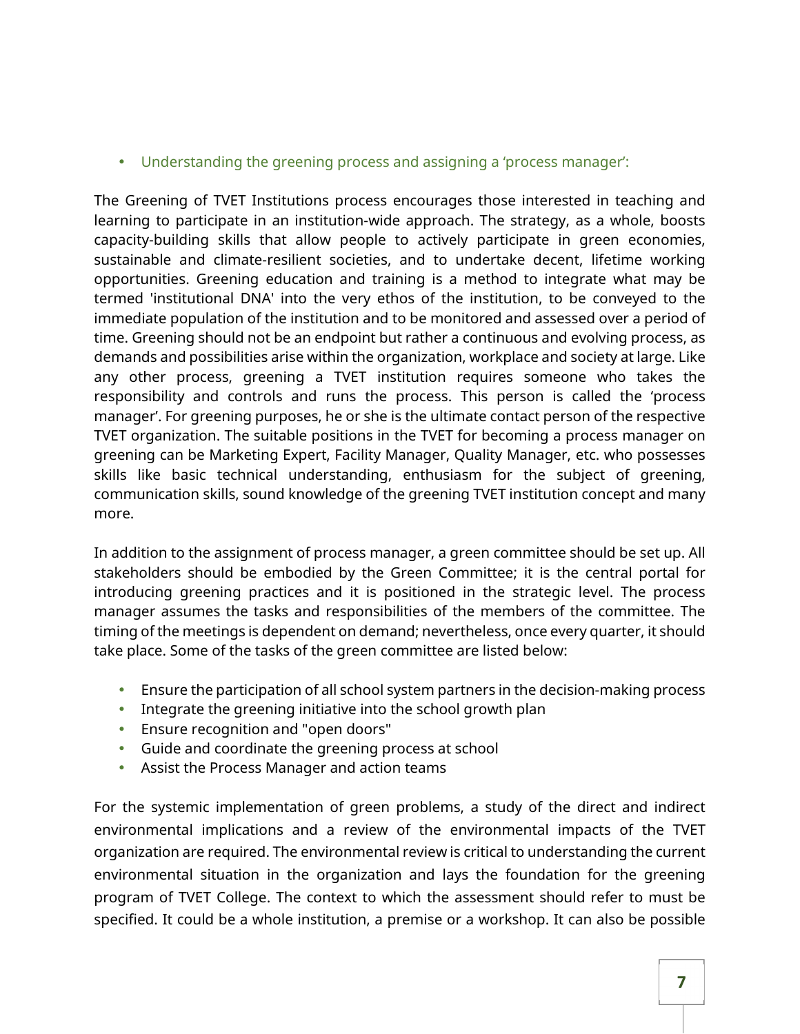- Understanding the greening process and assigning a 'process manager':

The Greening of TVET Institutions process encourages those interested in teaching and learning to participate in an institution-wide approach. The strategy, as a whole, boosts capacity-building skills that allow people to actively participate in green economies, sustainable and climate-resilient societies, and to undertake decent, lifetime working opportunities. Greening education and training is a method to integrate what may be termed 'institutional DNA' into the very ethos of the institution, to be conveyed to the immediate population of the institution and to be monitored and assessed over a period of time. Greening should not be an endpoint but rather a continuous and evolving process, as demands and possibilities arise within the organization, workplace and society at large. Like any other process, greening a TVET institution requires someone who takes the responsibility and controls and runs the process. This person is called the 'process manager'. For greening purposes, he or she is the ultimate contact person of the respective TVET organization. The suitable positions in the TVET for becoming a process manager on greening can be Marketing Expert, Facility Manager, Quality Manager, etc. who possesses skills like basic technical understanding, enthusiasm for the subject of greening, communication skills, sound knowledge of the greening TVET institution concept and many more.

In addition to the assignment of process manager, a green committee should be set up. All stakeholders should be embodied by the Green Committee; it is the central portal for introducing greening practices and it is positioned in the strategic level. The process manager assumes the tasks and responsibilities of the members of the committee. The timing of the meetings is dependent on demand; nevertheless, once every quarter, it should take place. Some of the tasks of the green committee are listed below:

- Ensure the participation of all school system partners in the decision-making process
- Integrate the greening initiative into the school growth plan
- Ensure recognition and "open doors"
- Guide and coordinate the greening process at school
- Assist the Process Manager and action teams

For the systemic implementation of green problems, a study of the direct and indirect environmental implications and a review of the environmental impacts of the TVET organization are required. The environmental review is critical to understanding the current environmental situation in the organization and lays the foundation for the greening program of TVET College. The context to which the assessment should refer to must be specified. It could be a whole institution, a premise or a workshop. It can also be possible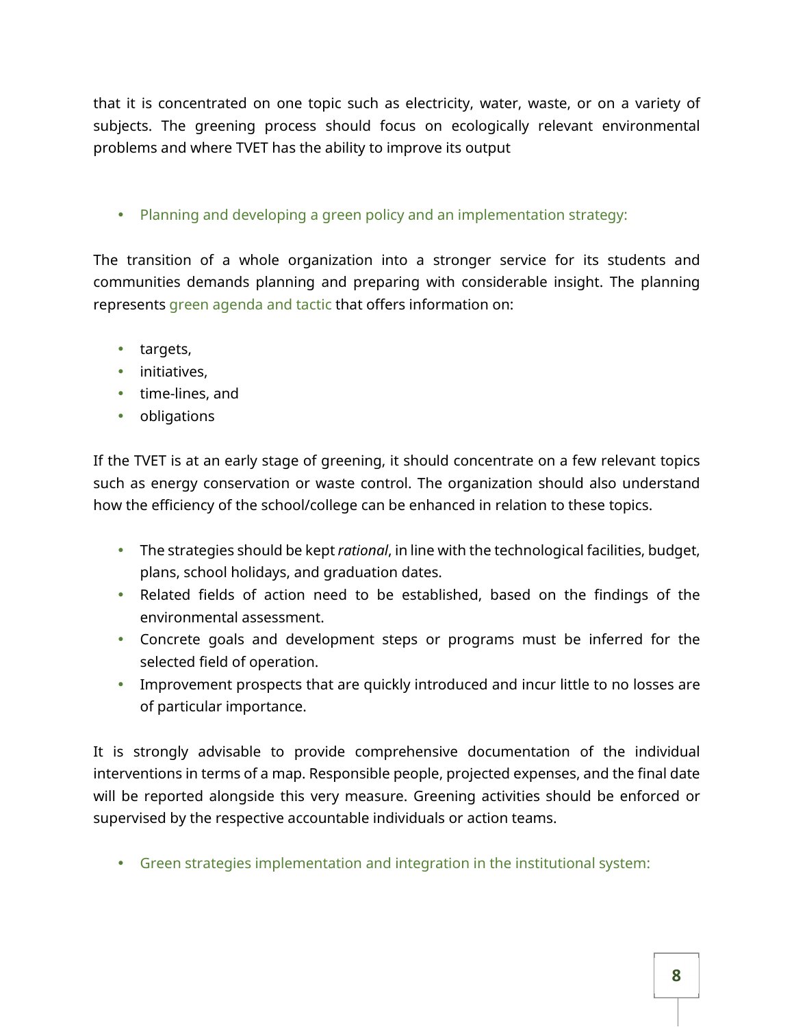that it is concentrated on one topic such as electricity, water, waste, or on a variety of subjects. The greening process should focus on ecologically relevant environmental problems and where TVET has the ability to improve its output

- Planning and developing a green policy and an implementation strategy:

The transition of a whole organization into a stronger service for its students and communities demands planning and preparing with considerable insight. The planning represents green agenda and tactic that offers information on:

- targets,
- initiatives,
- time-lines, and
- obligations

If the TVET is at an early stage of greening, it should concentrate on a few relevant topics such as energy conservation or waste control. The organization should also understand how the efficiency of the school/college can be enhanced in relation to these topics.

- The strategies should be kept *rational*, in line with the technological facilities, budget, plans, school holidays, and graduation dates.
- Related fields of action need to be established, based on the findings of the environmental assessment.
- Concrete goals and development steps or programs must be inferred for the selected field of operation.
- Improvement prospects that are quickly introduced and incur little to no losses are of particular importance.

It is strongly advisable to provide comprehensive documentation of the individual interventions in terms of a map. Responsible people, projected expenses, and the final date will be reported alongside this very measure. Greening activities should be enforced or supervised by the respective accountable individuals or action teams.

- Green strategies implementation and integration in the institutional system: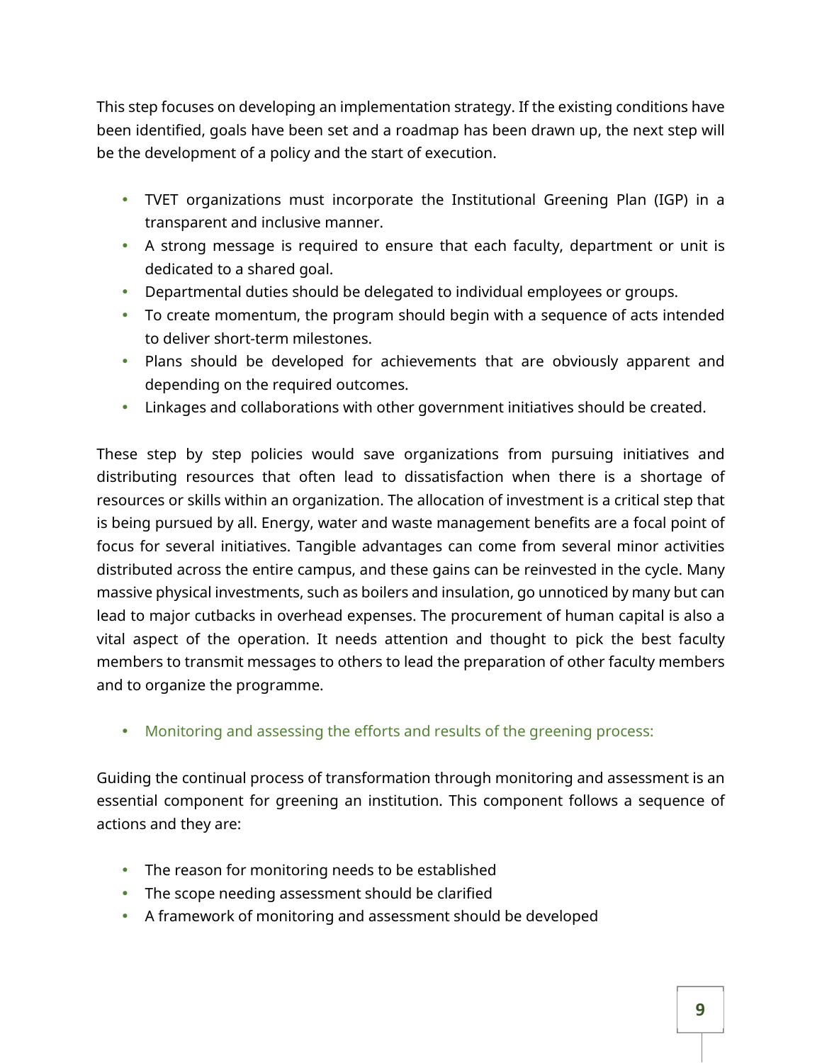This step focuses on developing an implementation strategy. If the existing conditions have been identified, goals have been set and a roadmap has been drawn up, the next step will be the development of a policy and the start of execution.

- TVET organizations must incorporate the Institutional Greening Plan (IGP) in a transparent and inclusive manner.
- A strong message is required to ensure that each faculty, department or unit is dedicated to a shared goal.
- Departmental duties should be delegated to individual employees or groups.
- To create momentum, the program should begin with a sequence of acts intended to deliver short-term milestones.
- Plans should be developed for achievements that are obviously apparent and depending on the required outcomes.
- Linkages and collaborations with other government initiatives should be created.

These step by step policies would save organizations from pursuing initiatives and distributing resources that often lead to dissatisfaction when there is a shortage of resources or skills within an organization. The allocation of investment is a critical step that is being pursued by all. Energy, water and waste management benefits are a focal point of focus for several initiatives. Tangible advantages can come from several minor activities distributed across the entire campus, and these gains can be reinvested in the cycle. Many massive physical investments, such as boilers and insulation, go unnoticed by many but can lead to major cutbacks in overhead expenses. The procurement of human capital is also a vital aspect of the operation. It needs attention and thought to pick the best faculty members to transmit messages to others to lead the preparation of other faculty members and to organize the programme.

- Monitoring and assessing the efforts and results of the greening process:

Guiding the continual process of transformation through monitoring and assessment is an essential component for greening an institution. This component follows a sequence of actions and they are:

- The reason for monitoring needs to be established
- The scope needing assessment should be clarified
- A framework of monitoring and assessment should be developed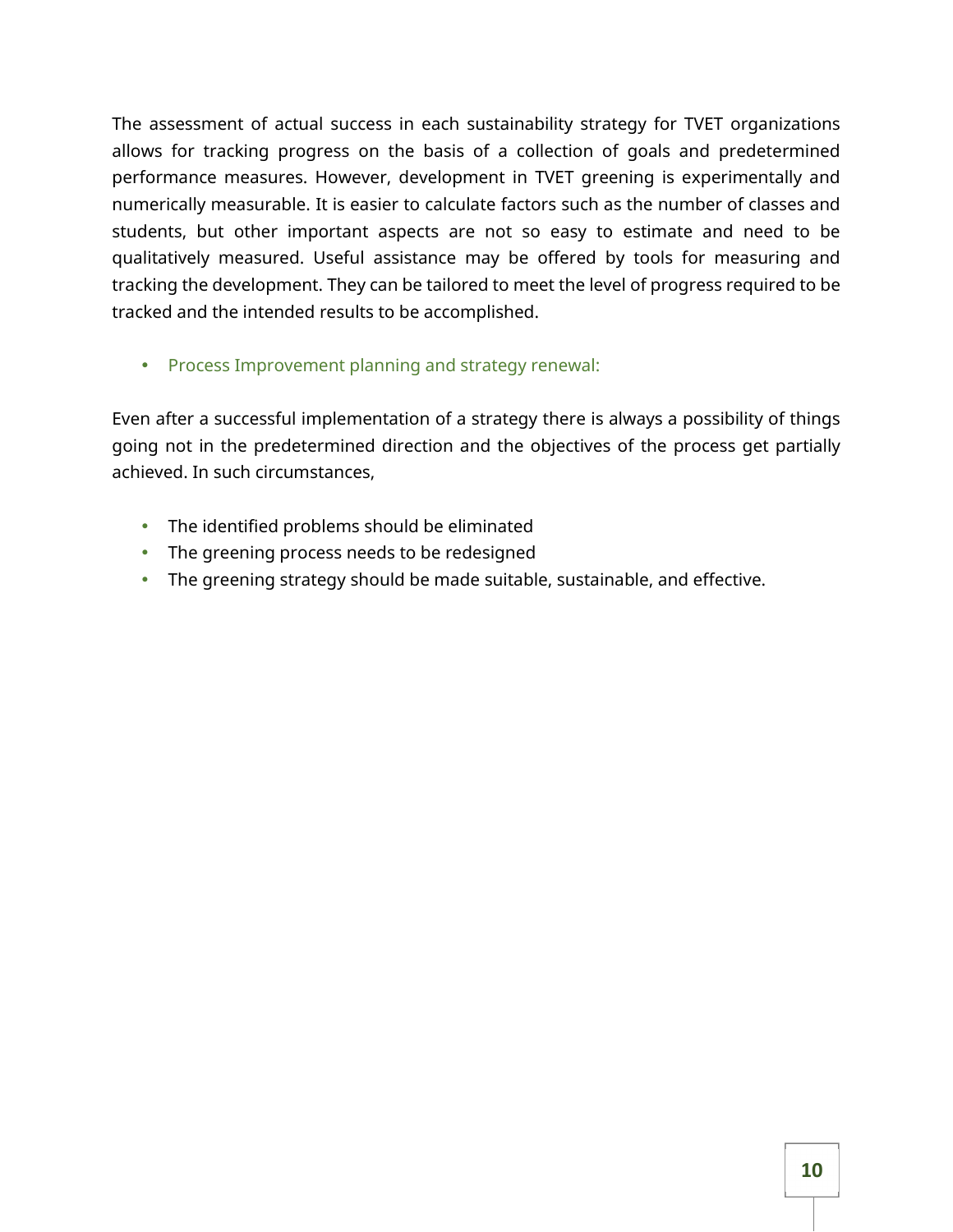The assessment of actual success in each sustainability strategy for TVET organizations allows for tracking progress on the basis of a collection of goals and predetermined performance measures. However, development in TVET greening is experimentally and numerically measurable. It is easier to calculate factors such as the number of classes and students, but other important aspects are not so easy to estimate and need to be qualitatively measured. Useful assistance may be offered by tools for measuring and tracking the development. They can be tailored to meet the level of progress required to be tracked and the intended results to be accomplished.

- Process Improvement planning and strategy renewal:

Even after a successful implementation of a strategy there is always a possibility of things going not in the predetermined direction and the objectives of the process get partially achieved. In such circumstances,

- The identified problems should be eliminated
- The greening process needs to be redesigned
- The greening strategy should be made suitable, sustainable, and effective.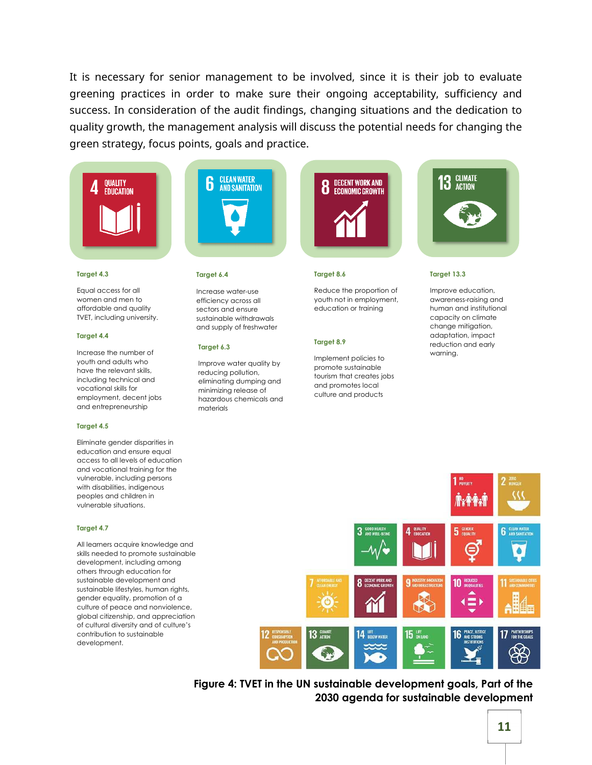It is necessary for senior management to be involved, since it is their job to evaluate greening practices in order to make sure their ongoing acceptability, sufficiency and success. In consideration of the audit findings, changing situations and the dedication to quality growth, the management analysis will discuss the potential needs for changing the green strategy, focus points, goals and practice.

**4 QUALITY EDUCATION**

**Target 4.3**

Equal access for all women and men to affordable and quality TVET, including university.

**Target 4.4**

Increase the number of youth and adults who have the relevant skills, including technical and vocational skills for employment, decent jobs and entrepreneurship

**Target 4.5**

Eliminate gender disparities in education and ensure equal access to all levels of education and vocational training for the vulnerable, including persons with disabilities, indigenous peoples and children in vulnerable situations.

**Target 4.7**

All learners acquire knowledge and skills needed to promote sustainable development, including among others through education for sustainable development and sustainable lifestyles, human rights, gender equality, promotion of a culture of peace and nonviolence, global citizenship, and appreciation of cultural diversity and of culture's contribution to sustainable development.

**6 CLEAN WATER AND SANITATION**

**Target 6.4**

Increase water-use efficiency across all sectors and ensure sustainable withdrawals and supply of freshwater

**Target 6.3**

Improve water quality by reducing pollution, eliminating dumping and minimizing release of hazardous chemicals and materials

**8 DECENT WORK AND ECONOMIC GROWTH**

**Target 8.6**

Reduce the proportion of youth not in employment, education or training

**Target 8.9**

Implement policies to promote sustainable tourism that creates jobs and promotes local culture and products

**13 CLIMATE ACTION**

**Target 13.3**

Improve education, awareness-raising and human and institutional capacity on climate change mitigation, adaptation, impact reduction and early warning.

**Figure 4: TVET in the UN sustainable development goals, Part of the 2030 agenda for sustainable development**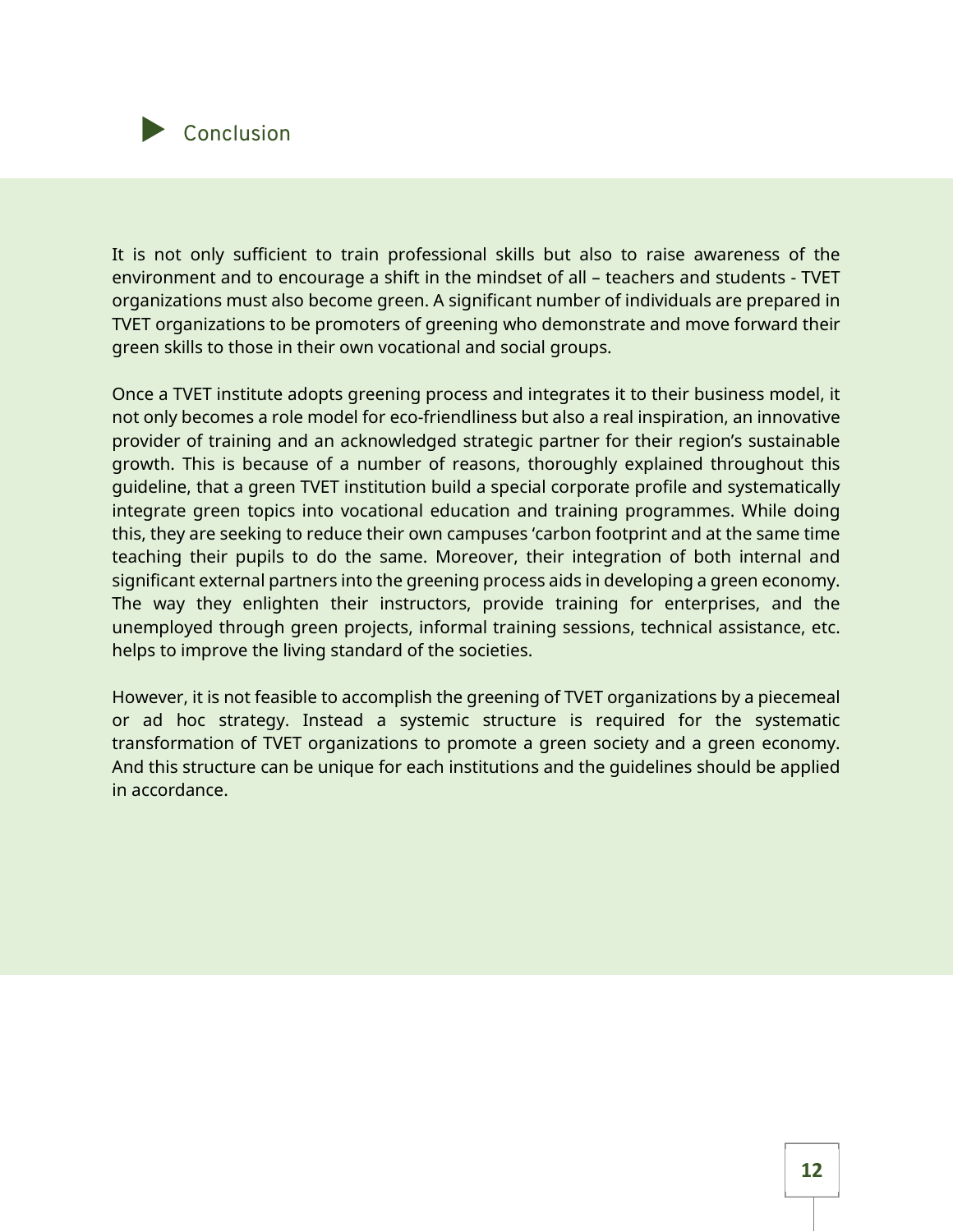## Conclusion

It is not only sufficient to train professional skills but also to raise awareness of the environment and to encourage a shift in the mindset of all – teachers and students - TVET organizations must also become green. A significant number of individuals are prepared in TVET organizations to be promoters of greening who demonstrate and move forward their green skills to those in their own vocational and social groups.

Once a TVET institute adopts greening process and integrates it to their business model, it not only becomes a role model for eco-friendliness but also a real inspiration, an innovative provider of training and an acknowledged strategic partner for their region's sustainable growth. This is because of a number of reasons, thoroughly explained throughout this guideline, that a green TVET institution build a special corporate profile and systematically integrate green topics into vocational education and training programmes. While doing this, they are seeking to reduce their own campuses 'carbon footprint and at the same time teaching their pupils to do the same. Moreover, their integration of both internal and significant external partners into the greening process aids in developing a green economy. The way they enlighten their instructors, provide training for enterprises, and the unemployed through green projects, informal training sessions, technical assistance, etc. helps to improve the living standard of the societies.

However, it is not feasible to accomplish the greening of TVET organizations by a piecemeal or ad hoc strategy. Instead a systemic structure is required for the systematic transformation of TVET organizations to promote a green society and a green economy. And this structure can be unique for each institutions and the guidelines should be applied in accordance.